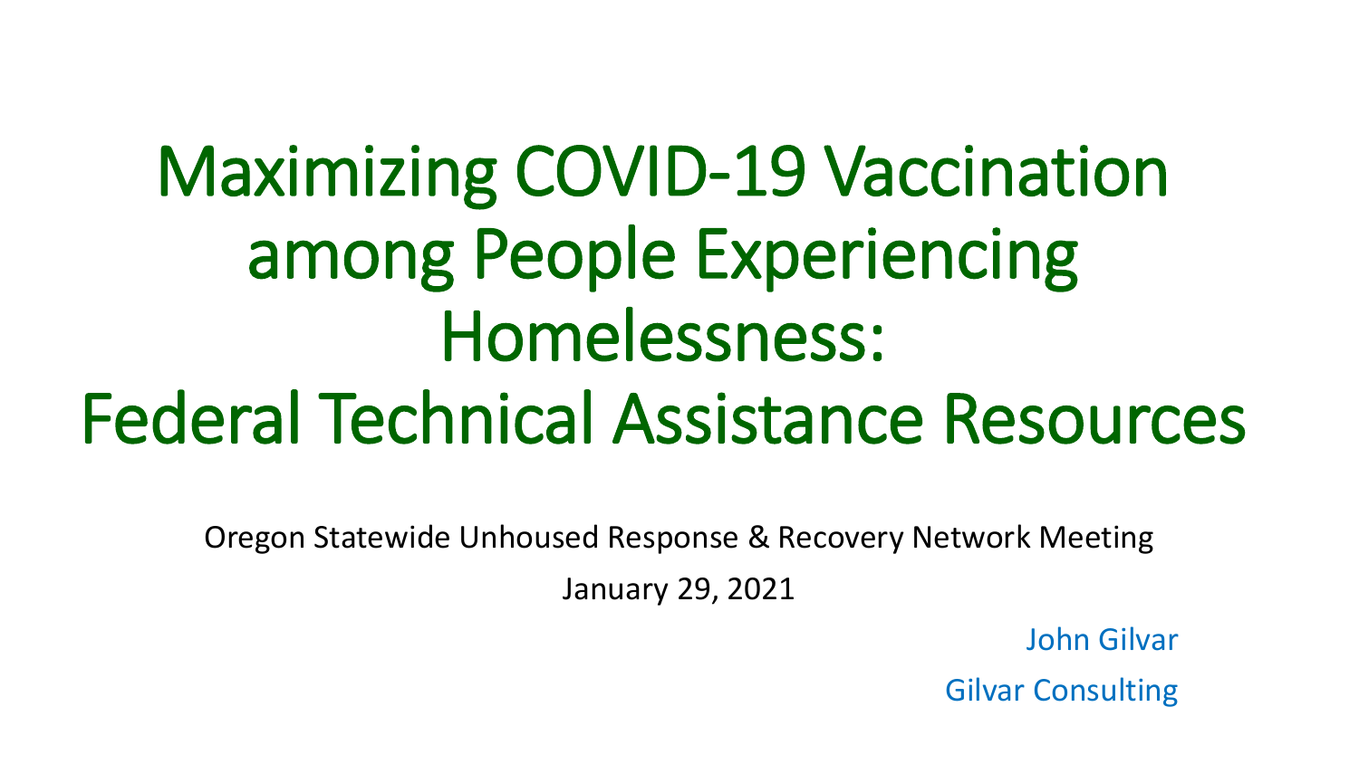# Maximizing COVID-19 Vaccination among People Experiencing Homelessness: Federal Technical Assistance Resources

Oregon Statewide Unhoused Response & Recovery Network Meeting

January 29, 2021

John Gilvar

Gilvar Consulting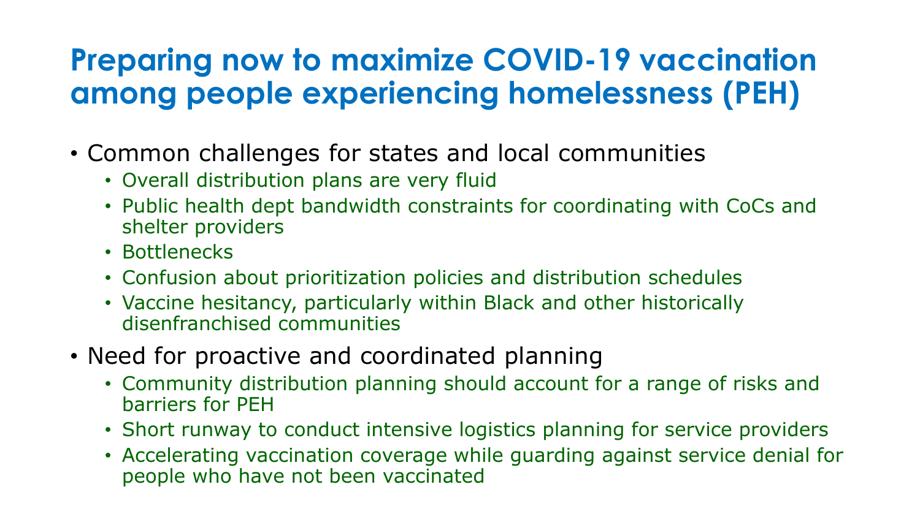# Preparing now to maximize COVID-19 vaccination among people experiencing homelessness (PEH)

- Common challenges for states and local communities
  - Overall distribution plans are very fluid
  - Public health dept bandwidth constraints for coordinating with CoCs and shelter providers
  - Bottlenecks
  - Confusion about prioritization policies and distribution schedules
  - Vaccine hesitancy, particularly within Black and other historically disenfranchised communities
- Need for proactive and coordinated planning
  - Community distribution planning should account for a range of risks and barriers for PEH
  - Short runway to conduct intensive logistics planning for service providers
  - Accelerating vaccination coverage while guarding against service denial for people who have not been vaccinated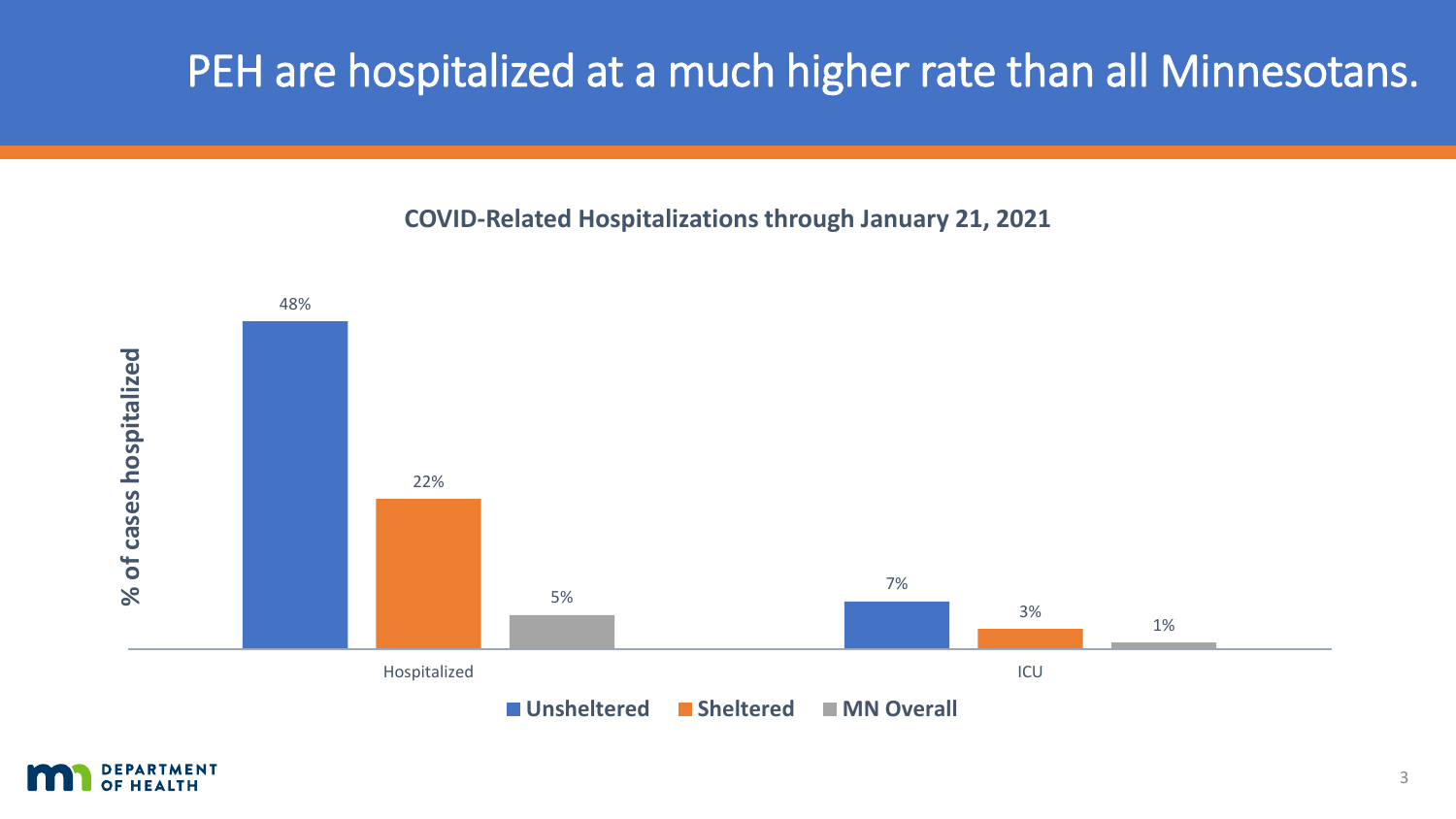# PEH are hospitalized at a much higher rate than all Minnesotans.

**COVID-Related Hospitalizations through January 21, 2021**

| % of cases hospitalized | Unsheltered | Sheltered | MN Overall |
| --- | --- | --- | --- |
| Hospitalized | 48% | 22% | 5% |
| ICU | 7% | 3% | 1% |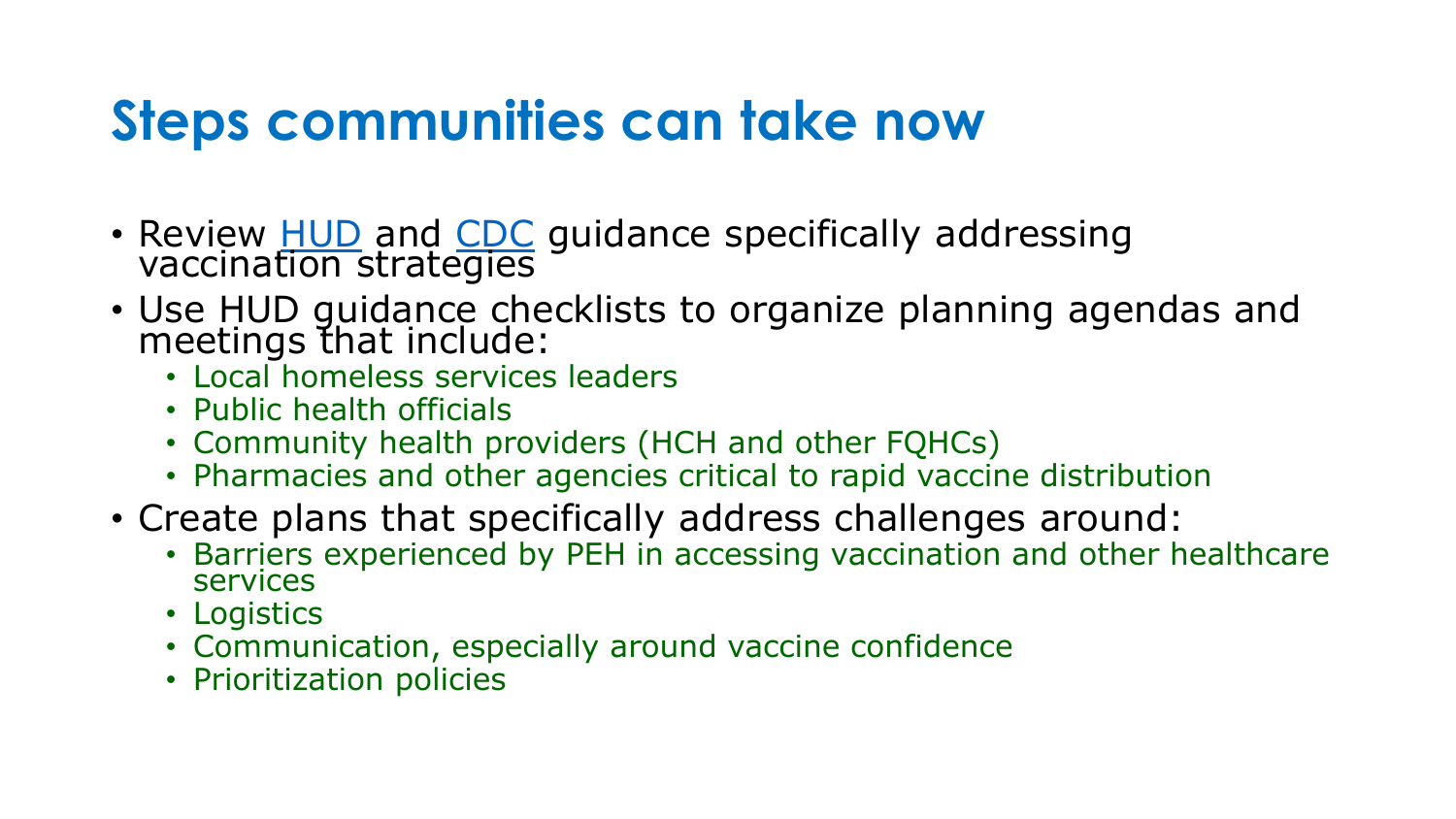# Steps communities can take now

- Review HUD and CDC guidance specifically addressing vaccination strategies
- Use HUD guidance checklists to organize planning agendas and meetings that include:
  - Local homeless services leaders
  - Public health officials
  - Community health providers (HCH and other FQHCs)
  - Pharmacies and other agencies critical to rapid vaccine distribution
- Create plans that specifically address challenges around:
  - Barriers experienced by PEH in accessing vaccination and other healthcare services
  - Logistics
  - Communication, especially around vaccine confidence
  - Prioritization policies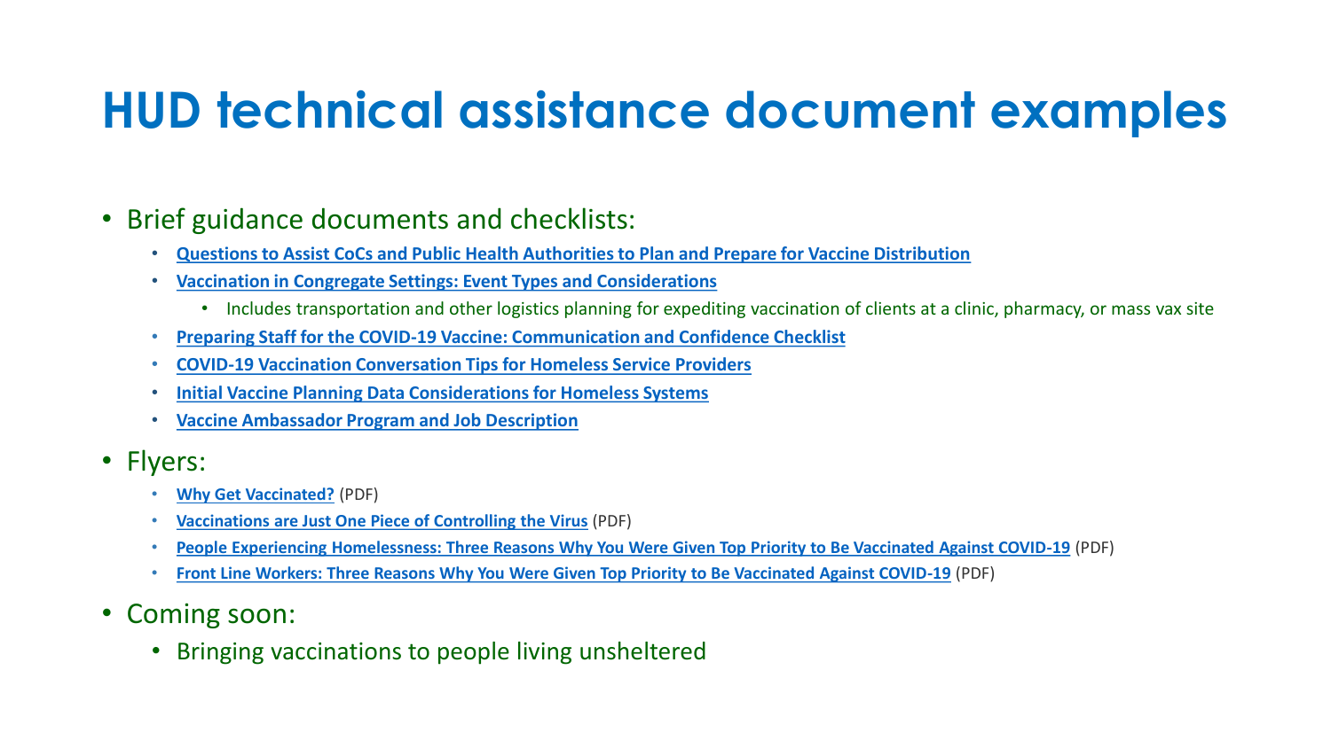# HUD technical assistance document examples

- Brief guidance documents and checklists:
  - **Questions to Assist CoCs and Public Health Authorities to Plan and Prepare for Vaccine Distribution**
  - **Vaccination in Congregate Settings: Event Types and Considerations**
    - Includes transportation and other logistics planning for expediting vaccination of clients at a clinic, pharmacy, or mass vax site
  - **Preparing Staff for the COVID-19 Vaccine: Communication and Confidence Checklist**
  - **COVID-19 Vaccination Conversation Tips for Homeless Service Providers**
  - **Initial Vaccine Planning Data Considerations for Homeless Systems**
  - **Vaccine Ambassador Program and Job Description**
- Flyers:
  - **Why Get Vaccinated?** (PDF)
  - **Vaccinations are Just One Piece of Controlling the Virus** (PDF)
  - **People Experiencing Homelessness: Three Reasons Why You Were Given Top Priority to Be Vaccinated Against COVID-19** (PDF)
  - **Front Line Workers: Three Reasons Why You Were Given Top Priority to Be Vaccinated Against COVID-19** (PDF)
- Coming soon:
  - Bringing vaccinations to people living unsheltered